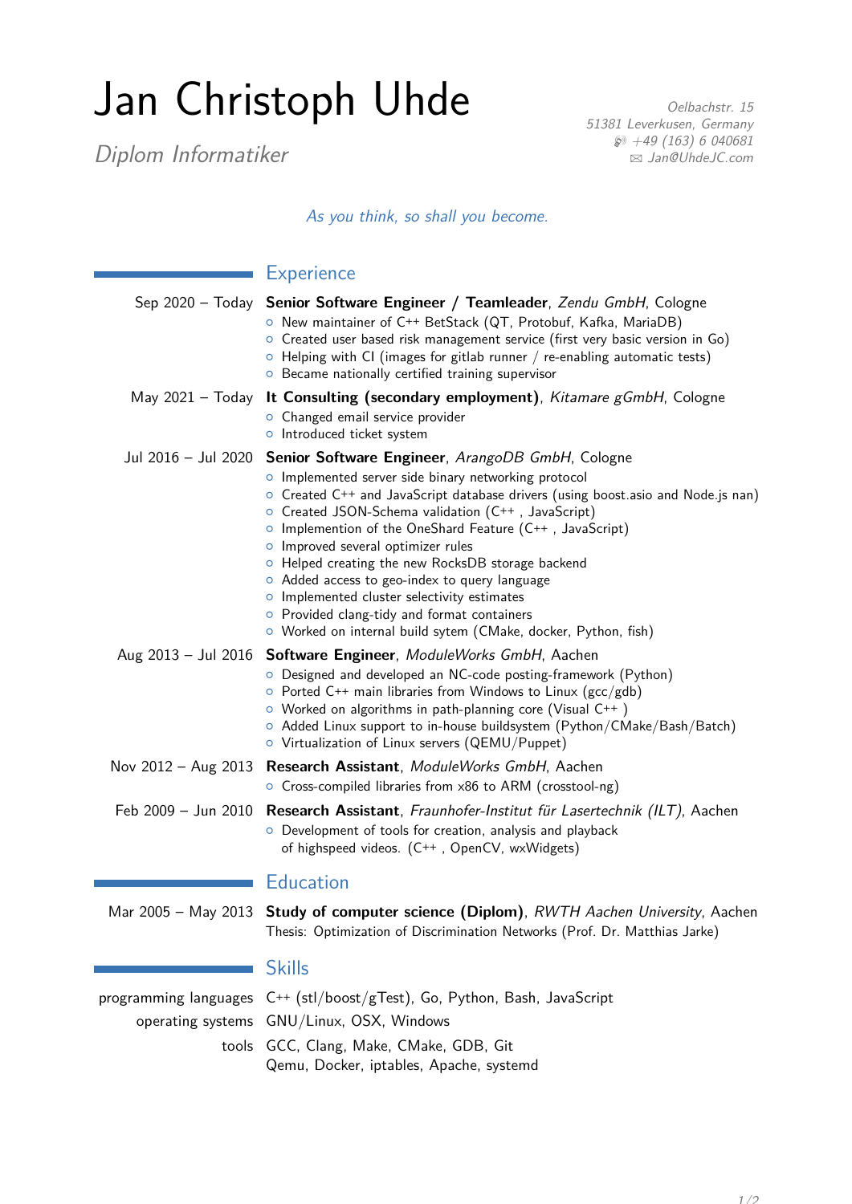# Jan Christoph Uhde

*Diplom Informatiker*

*Oelbachstr. 15*
*51381 Leverkusen, Germany*
*+49 (163) 6 040681*
*Jan@UhdeJC.com*

*As you think, so shall you become.*

## Experience

**Sep 2020 – Today** — **Senior Software Engineer / Teamleader**, *Zendu GmbH*, Cologne
- New maintainer of C++ BetStack (QT, Protobuf, Kafka, MariaDB)
- Created user based risk management service (first very basic version in Go)
- Helping with CI (images for gitlab runner / re-enabling automatic tests)
- Became nationally certified training supervisor

**May 2021 – Today** — **It Consulting (secondary employment)**, *Kitamare gGmbH*, Cologne
- Changed email service provider
- Introduced ticket system

**Jul 2016 – Jul 2020** — **Senior Software Engineer**, *ArangoDB GmbH*, Cologne
- Implemented server side binary networking protocol
- Created C++ and JavaScript database drivers (using boost.asio and Node.js nan)
- Created JSON-Schema validation (C++ , JavaScript)
- Implemention of the OneShard Feature (C++ , JavaScript)
- Improved several optimizer rules
- Helped creating the new RocksDB storage backend
- Added access to geo-index to query language
- Implemented cluster selectivity estimates
- Provided clang-tidy and format containers
- Worked on internal build sytem (CMake, docker, Python, fish)

**Aug 2013 – Jul 2016** — **Software Engineer**, *ModuleWorks GmbH*, Aachen
- Designed and developed an NC-code posting-framework (Python)
- Ported C++ main libraries from Windows to Linux (gcc/gdb)
- Worked on algorithms in path-planning core (Visual C++ )
- Added Linux support to in-house buildsystem (Python/CMake/Bash/Batch)
- Virtualization of Linux servers (QEMU/Puppet)

**Nov 2012 – Aug 2013** — **Research Assistant**, *ModuleWorks GmbH*, Aachen
- Cross-compiled libraries from x86 to ARM (crosstool-ng)

**Feb 2009 – Jun 2010** — **Research Assistant**, *Fraunhofer-Institut für Lasertechnik (ILT)*, Aachen
- Development of tools for creation, analysis and playback of highspeed videos. (C++ , OpenCV, wxWidgets)

## Education

**Mar 2005 – May 2013** — **Study of computer science (Diplom)**, *RWTH Aachen University*, Aachen
Thesis: Optimization of Discrimination Networks (Prof. Dr. Matthias Jarke)

## Skills

**programming languages** — C++ (stl/boost/gTest), Go, Python, Bash, JavaScript

**operating systems** — GNU/Linux, OSX, Windows

**tools** — GCC, Clang, Make, CMake, GDB, Git
Qemu, Docker, iptables, Apache, systemd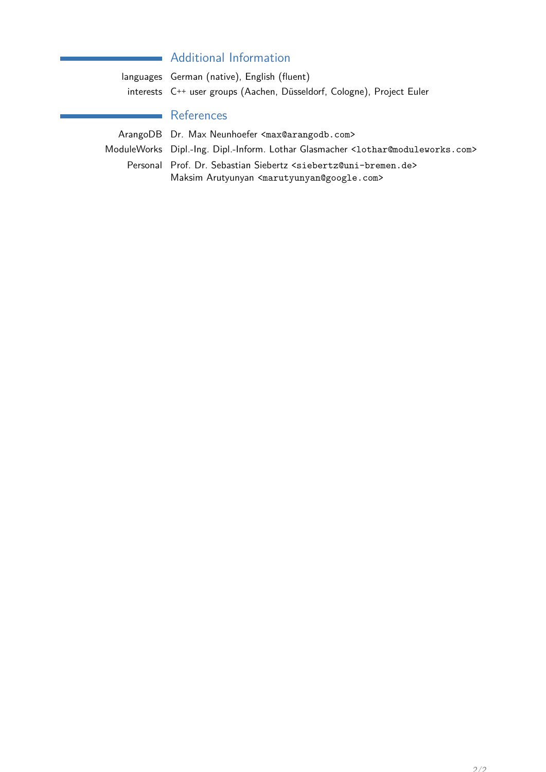## Additional Information

languages German (native), English (fluent)

interests C++ user groups (Aachen, Düsseldorf, Cologne), Project Euler

## References

ArangoDB Dr. Max Neunhoefer <max@arangodb.com>

ModuleWorks Dipl.-Ing. Dipl.-Inform. Lothar Glasmacher <lothar@moduleworks.com>

Personal Prof. Dr. Sebastian Siebertz <siebertz@uni-bremen.de>
Maksim Arutyunyan <marutyunyan@google.com>